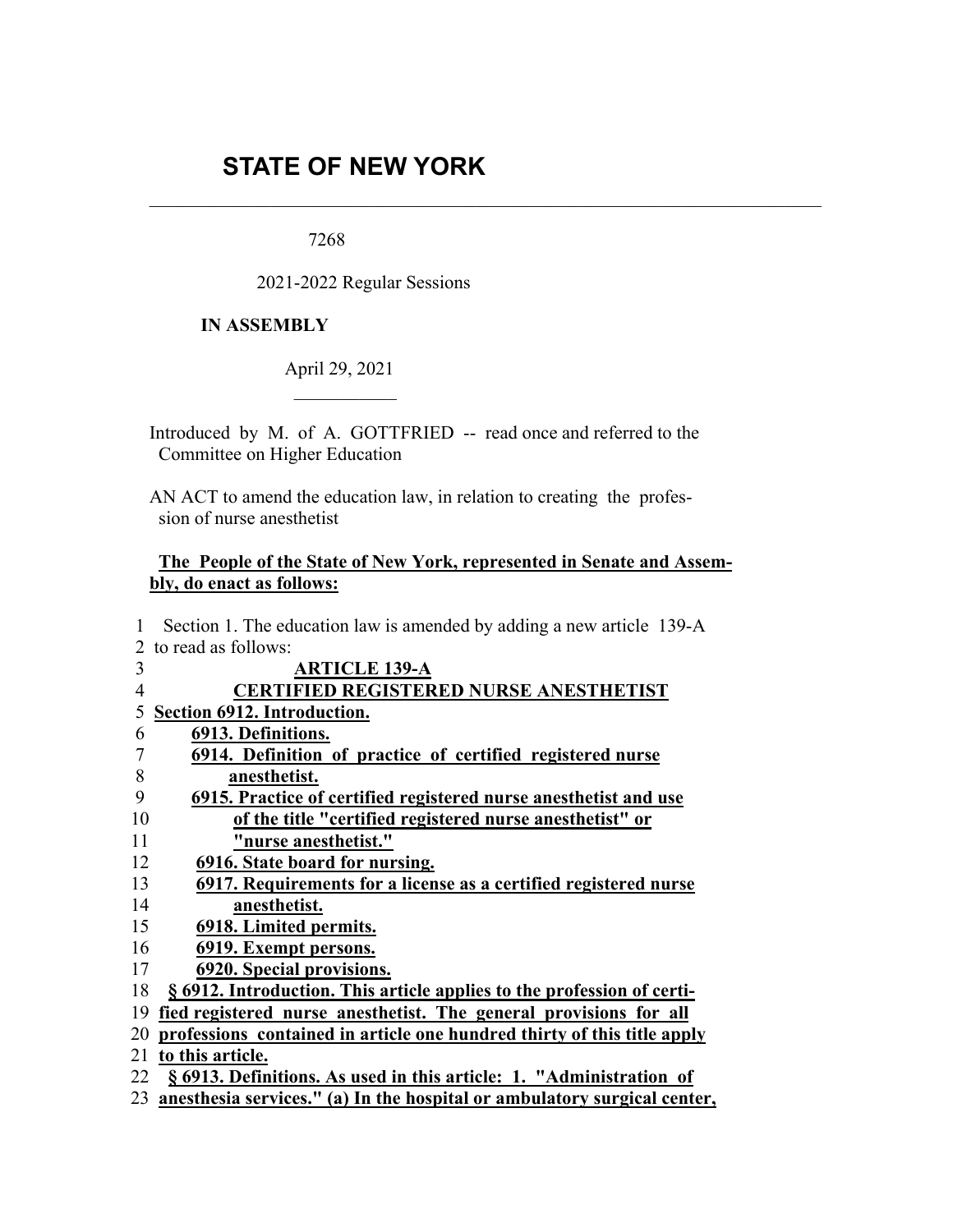# STATE OF NEW YORK

7268

2021-2022 Regular Sessions

**IN ASSEMBLY**

April 29, 2021

Introduced by M. of A. GOTTFRIED -- read once and referred to the Committee on Higher Education

AN ACT to amend the education law, in relation to creating the profession of nurse anesthetist

**The People of the State of New York, represented in Senate and Assembly, do enact as follows:**

1 Section 1. The education law is amended by adding a new article 139-A
2 to read as follows:
3 **ARTICLE 139-A**
4 **CERTIFIED REGISTERED NURSE ANESTHETIST**
5 **Section 6912. Introduction.**
6 **6913. Definitions.**
7 **6914. Definition of practice of certified registered nurse**
8 **anesthetist.**
9 **6915. Practice of certified registered nurse anesthetist and use**
10 **of the title "certified registered nurse anesthetist" or**
11 **"nurse anesthetist."**
12 **6916. State board for nursing.**
13 **6917. Requirements for a license as a certified registered nurse**
14 **anesthetist.**
15 **6918. Limited permits.**
16 **6919. Exempt persons.**
17 **6920. Special provisions.**
18 **§ 6912. Introduction. This article applies to the profession of certi-**
19 **fied registered nurse anesthetist. The general provisions for all**
20 **professions contained in article one hundred thirty of this title apply**
21 **to this article.**
22 **§ 6913. Definitions. As used in this article: 1. "Administration of**
23 **anesthesia services." (a) In the hospital or ambulatory surgical center,**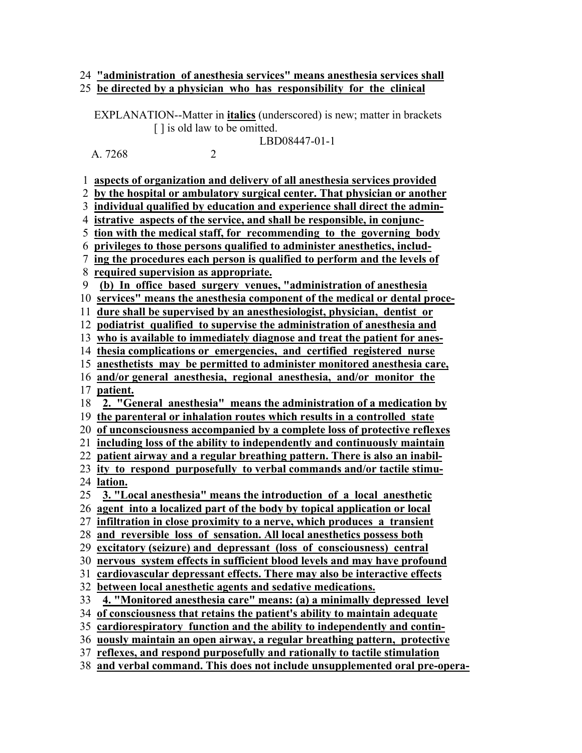24 **"administration of anesthesia services" means anesthesia services shall**
25 **be directed by a physician who has responsibility for the clinical**

EXPLANATION--Matter in **italics** (underscored) is new; matter in brackets [ ] is old law to be omitted.

LBD08447-01-1

1 **aspects of organization and delivery of all anesthesia services provided**
2 **by the hospital or ambulatory surgical center. That physician or another**
3 **individual qualified by education and experience shall direct the admin-**
4 **istrative aspects of the service, and shall be responsible, in conjunc-**
5 **tion with the medical staff, for recommending to the governing body**
6 **privileges to those persons qualified to administer anesthetics, includ-**
7 **ing the procedures each person is qualified to perform and the levels of**
8 **required supervision as appropriate.**
9 **(b) In office based surgery venues, "administration of anesthesia**
10 **services" means the anesthesia component of the medical or dental proce-**
11 **dure shall be supervised by an anesthesiologist, physician, dentist or**
12 **podiatrist qualified to supervise the administration of anesthesia and**
13 **who is available to immediately diagnose and treat the patient for anes-**
14 **thesia complications or emergencies, and certified registered nurse**
15 **anesthetists may be permitted to administer monitored anesthesia care,**
16 **and/or general anesthesia, regional anesthesia, and/or monitor the**
17 **patient.**
18 **2. "General anesthesia" means the administration of a medication by**
19 **the parenteral or inhalation routes which results in a controlled state**
20 **of unconsciousness accompanied by a complete loss of protective reflexes**
21 **including loss of the ability to independently and continuously maintain**
22 **patient airway and a regular breathing pattern. There is also an inabil-**
23 **ity to respond purposefully to verbal commands and/or tactile stimu-**
24 **lation.**
25 **3. "Local anesthesia" means the introduction of a local anesthetic**
26 **agent into a localized part of the body by topical application or local**
27 **infiltration in close proximity to a nerve, which produces a transient**
28 **and reversible loss of sensation. All local anesthetics possess both**
29 **excitatory (seizure) and depressant (loss of consciousness) central**
30 **nervous system effects in sufficient blood levels and may have profound**
31 **cardiovascular depressant effects. There may also be interactive effects**
32 **between local anesthetic agents and sedative medications.**
33 **4. "Monitored anesthesia care" means: (a) a minimally depressed level**
34 **of consciousness that retains the patient's ability to maintain adequate**
35 **cardiorespiratory function and the ability to independently and contin-**
36 **uously maintain an open airway, a regular breathing pattern, protective**
37 **reflexes, and respond purposefully and rationally to tactile stimulation**
38 **and verbal command. This does not include unsupplemented oral pre-opera-**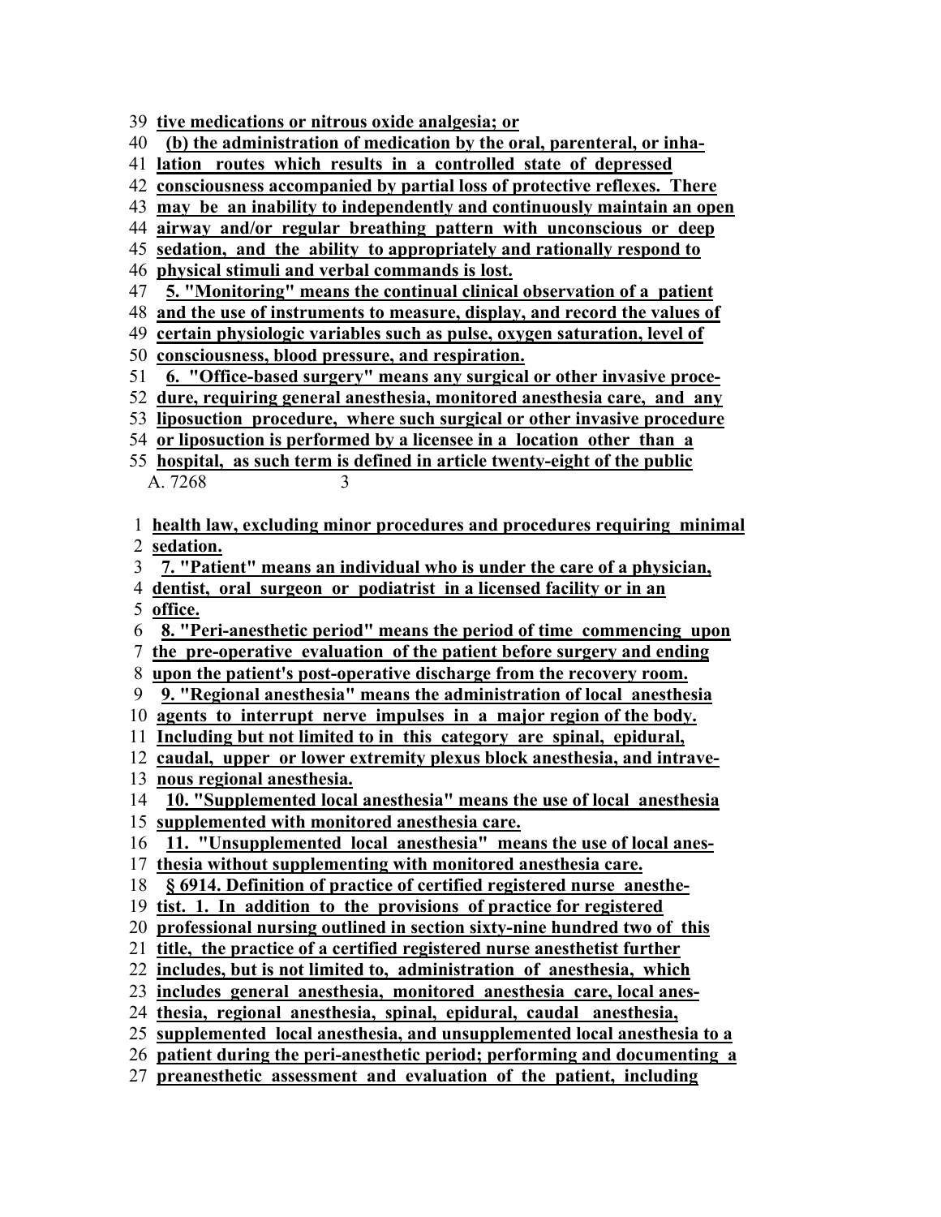39 tive medications or nitrous oxide analgesia; or
40 (b) the administration of medication by the oral, parenteral, or inha-
41 lation routes which results in a controlled state of depressed
42 consciousness accompanied by partial loss of protective reflexes. There
43 may be an inability to independently and continuously maintain an open
44 airway and/or regular breathing pattern with unconscious or deep
45 sedation, and the ability to appropriately and rationally respond to
46 physical stimuli and verbal commands is lost.
47 5. "Monitoring" means the continual clinical observation of a patient
48 and the use of instruments to measure, display, and record the values of
49 certain physiologic variables such as pulse, oxygen saturation, level of
50 consciousness, blood pressure, and respiration.
51 6. "Office-based surgery" means any surgical or other invasive proce-
52 dure, requiring general anesthesia, monitored anesthesia care, and any
53 liposuction procedure, where such surgical or other invasive procedure
54 or liposuction is performed by a licensee in a location other than a
55 hospital, as such term is defined in article twenty-eight of the public

1 health law, excluding minor procedures and procedures requiring minimal
2 sedation.
3 7. "Patient" means an individual who is under the care of a physician,
4 dentist, oral surgeon or podiatrist in a licensed facility or in an
5 office.
6 8. "Peri-anesthetic period" means the period of time commencing upon
7 the pre-operative evaluation of the patient before surgery and ending
8 upon the patient's post-operative discharge from the recovery room.
9 9. "Regional anesthesia" means the administration of local anesthesia
10 agents to interrupt nerve impulses in a major region of the body.
11 Including but not limited to in this category are spinal, epidural,
12 caudal, upper or lower extremity plexus block anesthesia, and intrave-
13 nous regional anesthesia.
14 10. "Supplemented local anesthesia" means the use of local anesthesia
15 supplemented with monitored anesthesia care.
16 11. "Unsupplemented local anesthesia" means the use of local anes-
17 thesia without supplementing with monitored anesthesia care.
18 § 6914. Definition of practice of certified registered nurse anesthe-
19 tist. 1. In addition to the provisions of practice for registered
20 professional nursing outlined in section sixty-nine hundred two of this
21 title, the practice of a certified registered nurse anesthetist further
22 includes, but is not limited to, administration of anesthesia, which
23 includes general anesthesia, monitored anesthesia care, local anes-
24 thesia, regional anesthesia, spinal, epidural, caudal anesthesia,
25 supplemented local anesthesia, and unsupplemented local anesthesia to a
26 patient during the peri-anesthetic period; performing and documenting a
27 preanesthetic assessment and evaluation of the patient, including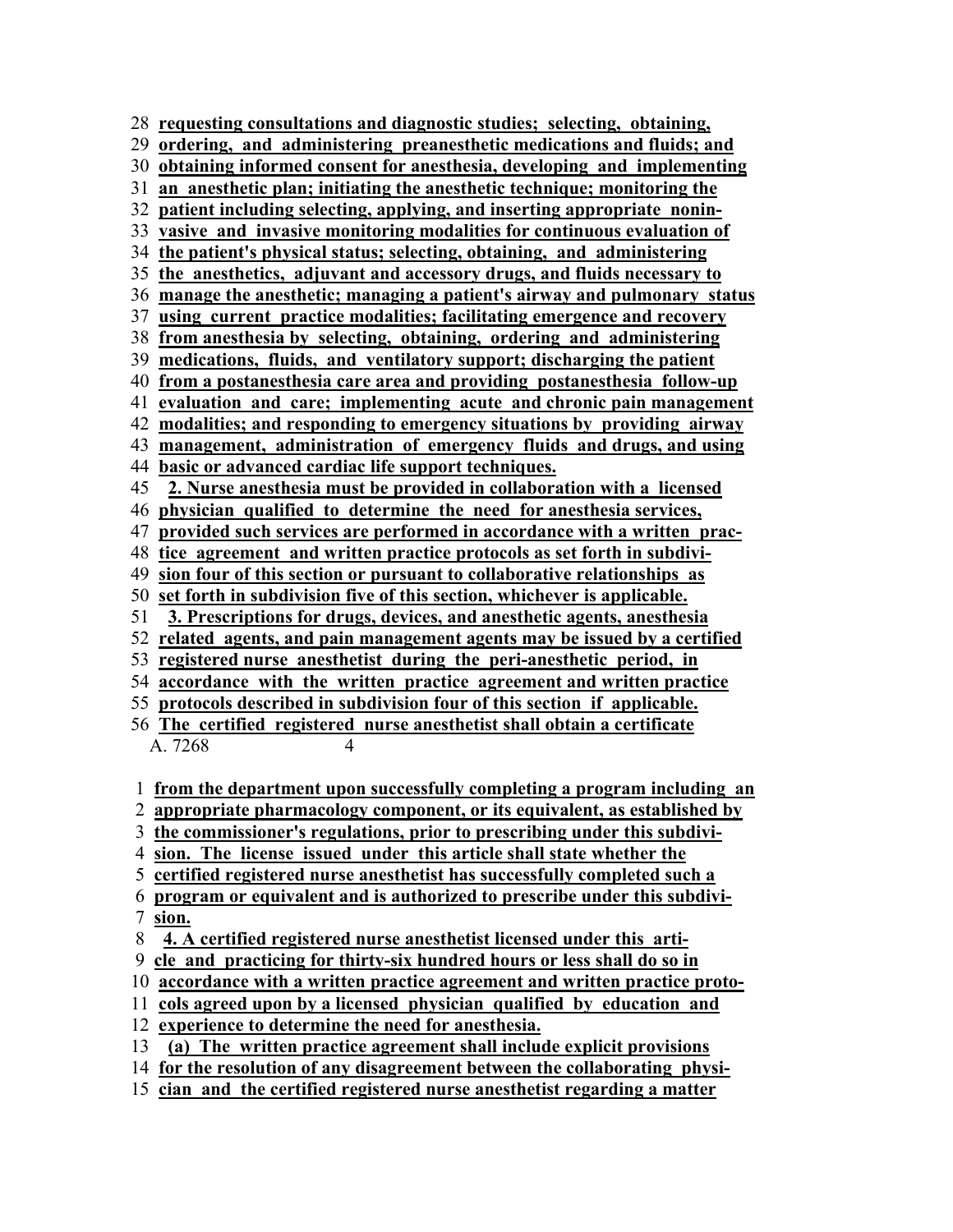**requesting consultations and diagnostic studies; selecting, obtaining, ordering, and administering preanesthetic medications and fluids; and obtaining informed consent for anesthesia, developing and implementing an anesthetic plan; initiating the anesthetic technique; monitoring the patient including selecting, applying, and inserting appropriate noninvasive and invasive monitoring modalities for continuous evaluation of the patient's physical status; selecting, obtaining, and administering the anesthetics, adjuvant and accessory drugs, and fluids necessary to manage the anesthetic; managing a patient's airway and pulmonary status using current practice modalities; facilitating emergence and recovery from anesthesia by selecting, obtaining, ordering and administering medications, fluids, and ventilatory support; discharging the patient from a postanesthesia care area and providing postanesthesia follow-up evaluation and care; implementing acute and chronic pain management modalities; and responding to emergency situations by providing airway management, administration of emergency fluids and drugs, and using basic or advanced cardiac life support techniques.**

**2. Nurse anesthesia must be provided in collaboration with a licensed physician qualified to determine the need for anesthesia services, provided such services are performed in accordance with a written practice agreement and written practice protocols as set forth in subdivision four of this section or pursuant to collaborative relationships as set forth in subdivision five of this section, whichever is applicable.**

**3. Prescriptions for drugs, devices, and anesthetic agents, anesthesia related agents, and pain management agents may be issued by a certified registered nurse anesthetist during the peri-anesthetic period, in accordance with the written practice agreement and written practice protocols described in subdivision four of this section if applicable. The certified registered nurse anesthetist shall obtain a certificate from the department upon successfully completing a program including an appropriate pharmacology component, or its equivalent, as established by the commissioner's regulations, prior to prescribing under this subdivision. The license issued under this article shall state whether the certified registered nurse anesthetist has successfully completed such a program or equivalent and is authorized to prescribe under this subdivision.**

**4. A certified registered nurse anesthetist licensed under this article and practicing for thirty-six hundred hours or less shall do so in accordance with a written practice agreement and written practice protocols agreed upon by a licensed physician qualified by education and experience to determine the need for anesthesia.**

**(a) The written practice agreement shall include explicit provisions for the resolution of any disagreement between the collaborating physician and the certified registered nurse anesthetist regarding a matter**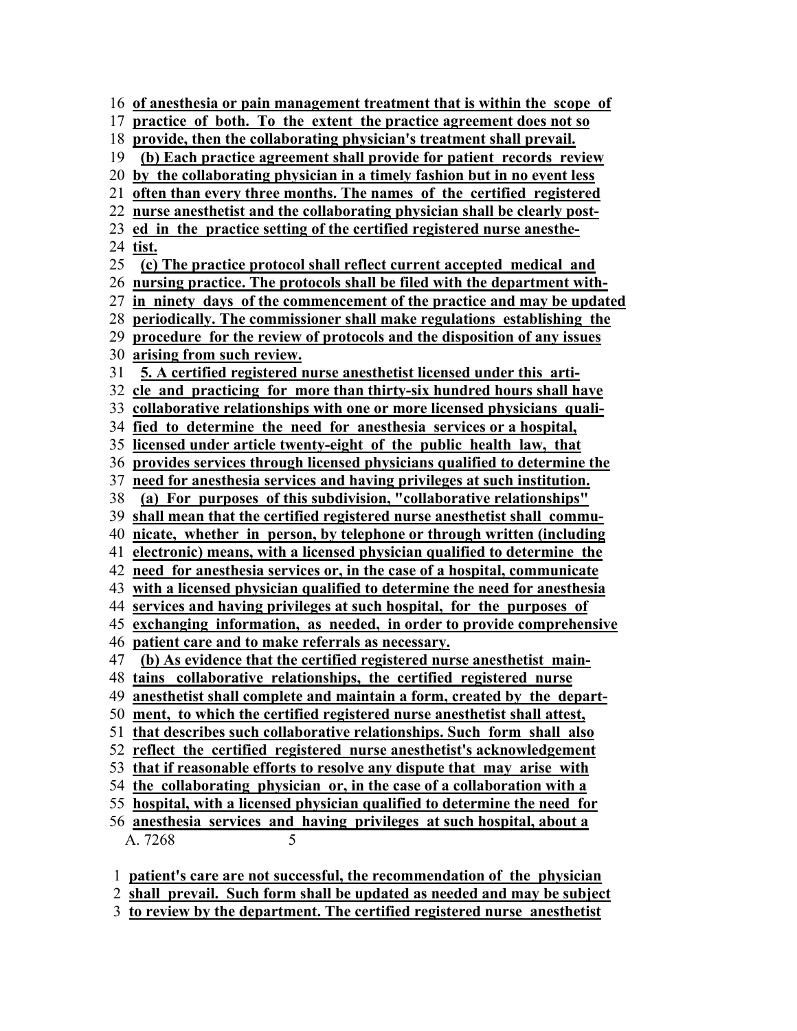16 **of anesthesia or pain management treatment that is within the scope of**
17 **practice of both. To the extent the practice agreement does not so**
18 **provide, then the collaborating physician's treatment shall prevail.**
19 **(b) Each practice agreement shall provide for patient records review**
20 **by the collaborating physician in a timely fashion but in no event less**
21 **often than every three months. The names of the certified registered**
22 **nurse anesthetist and the collaborating physician shall be clearly post-**
23 **ed in the practice setting of the certified registered nurse anesthe-**
24 **tist.**
25 **(c) The practice protocol shall reflect current accepted medical and**
26 **nursing practice. The protocols shall be filed with the department with-**
27 **in ninety days of the commencement of the practice and may be updated**
28 **periodically. The commissioner shall make regulations establishing the**
29 **procedure for the review of protocols and the disposition of any issues**
30 **arising from such review.**
31 **5. A certified registered nurse anesthetist licensed under this arti-**
32 **cle and practicing for more than thirty-six hundred hours shall have**
33 **collaborative relationships with one or more licensed physicians quali-**
34 **fied to determine the need for anesthesia services or a hospital,**
35 **licensed under article twenty-eight of the public health law, that**
36 **provides services through licensed physicians qualified to determine the**
37 **need for anesthesia services and having privileges at such institution.**
38 **(a) For purposes of this subdivision, "collaborative relationships"**
39 **shall mean that the certified registered nurse anesthetist shall commu-**
40 **nicate, whether in person, by telephone or through written (including**
41 **electronic) means, with a licensed physician qualified to determine the**
42 **need for anesthesia services or, in the case of a hospital, communicate**
43 **with a licensed physician qualified to determine the need for anesthesia**
44 **services and having privileges at such hospital, for the purposes of**
45 **exchanging information, as needed, in order to provide comprehensive**
46 **patient care and to make referrals as necessary.**
47 **(b) As evidence that the certified registered nurse anesthetist main-**
48 **tains collaborative relationships, the certified registered nurse**
49 **anesthetist shall complete and maintain a form, created by the depart-**
50 **ment, to which the certified registered nurse anesthetist shall attest,**
51 **that describes such collaborative relationships. Such form shall also**
52 **reflect the certified registered nurse anesthetist's acknowledgement**
53 **that if reasonable efforts to resolve any dispute that may arise with**
54 **the collaborating physician or, in the case of a collaboration with a**
55 **hospital, with a licensed physician qualified to determine the need for**
56 **anesthesia services and having privileges at such hospital, about a**

1 **patient's care are not successful, the recommendation of the physician**
2 **shall prevail. Such form shall be updated as needed and may be subject**
3 **to review by the department. The certified registered nurse anesthetist**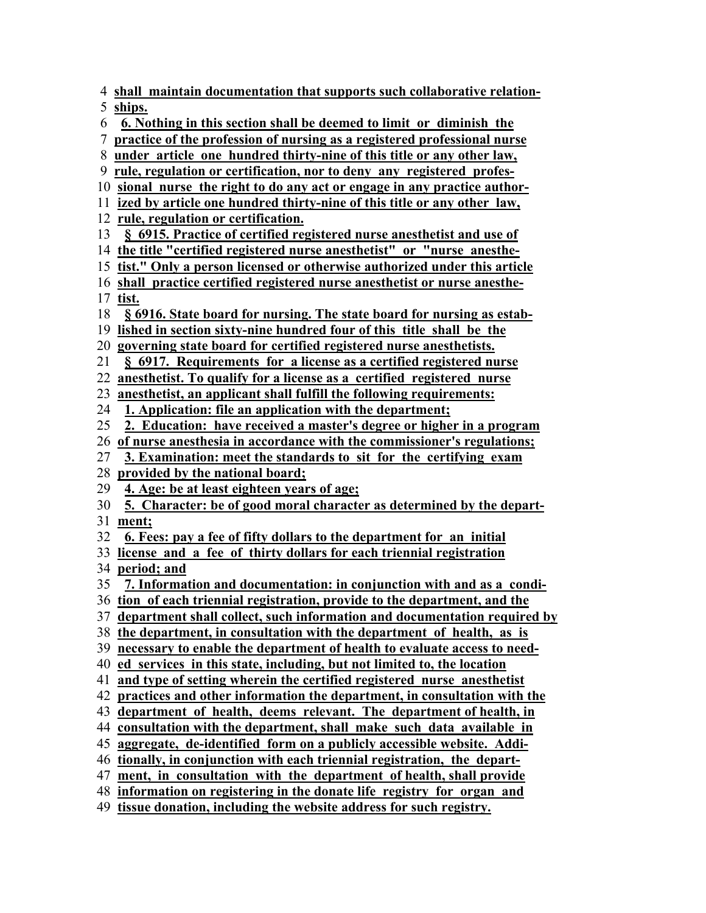shall maintain documentation that supports such collaborative relationships.

6. Nothing in this section shall be deemed to limit or diminish the practice of the profession of nursing as a registered professional nurse under article one hundred thirty-nine of this title or any other law, rule, regulation or certification, nor to deny any registered professional nurse the right to do any act or engage in any practice authorized by article one hundred thirty-nine of this title or any other law, rule, regulation or certification.

§ 6915. Practice of certified registered nurse anesthetist and use of the title "certified registered nurse anesthetist" or "nurse anesthetist." Only a person licensed or otherwise authorized under this article shall practice certified registered nurse anesthetist or nurse anesthetist.

§ 6916. State board for nursing. The state board for nursing as established in section sixty-nine hundred four of this title shall be the governing state board for certified registered nurse anesthetists.

§ 6917. Requirements for a license as a certified registered nurse anesthetist. To qualify for a license as a certified registered nurse anesthetist, an applicant shall fulfill the following requirements:

1. Application: file an application with the department;

2. Education: have received a master's degree or higher in a program of nurse anesthesia in accordance with the commissioner's regulations;

3. Examination: meet the standards to sit for the certifying exam provided by the national board;

4. Age: be at least eighteen years of age;

5. Character: be of good moral character as determined by the department;

6. Fees: pay a fee of fifty dollars to the department for an initial license and a fee of thirty dollars for each triennial registration period; and

7. Information and documentation: in conjunction with and as a condition of each triennial registration, provide to the department, and the department shall collect, such information and documentation required by the department, in consultation with the department of health, as is necessary to enable the department of health to evaluate access to needed services in this state, including, but not limited to, the location and type of setting wherein the certified registered nurse anesthetist practices and other information the department, in consultation with the department of health, deems relevant. The department of health, in consultation with the department, shall make such data available in aggregate, de-identified form on a publicly accessible website. Additionally, in conjunction with each triennial registration, the department, in consultation with the department of health, shall provide information on registering in the donate life registry for organ and tissue donation, including the website address for such registry.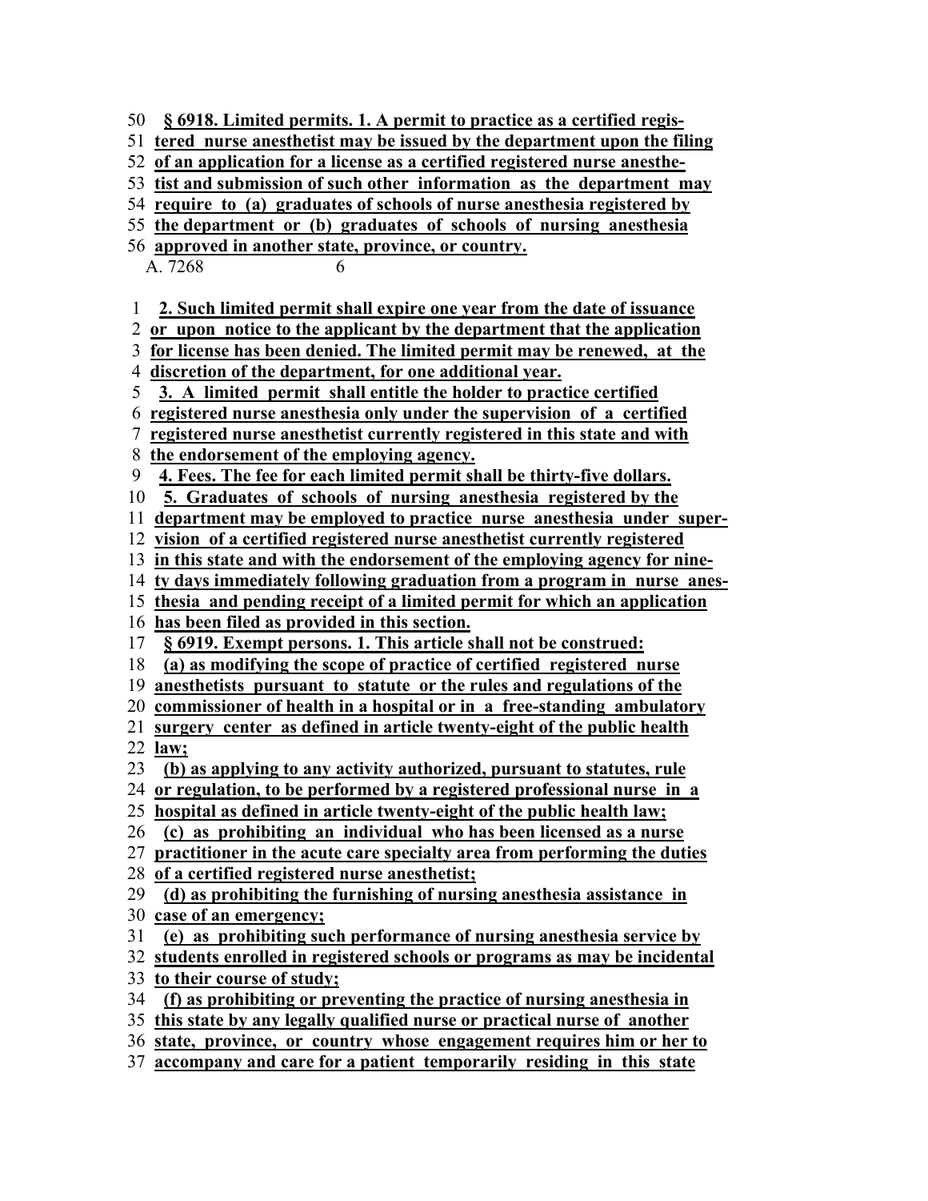§ 6918. Limited permits. 1. A permit to practice as a certified registered nurse anesthetist may be issued by the department upon the filing of an application for a license as a certified registered nurse anesthetist and submission of such other information as the department may require to (a) graduates of schools of nurse anesthesia registered by the department or (b) graduates of schools of nursing anesthesia approved in another state, province, or country.

2. Such limited permit shall expire one year from the date of issuance or upon notice to the applicant by the department that the application for license has been denied. The limited permit may be renewed, at the discretion of the department, for one additional year.

3. A limited permit shall entitle the holder to practice certified registered nurse anesthesia only under the supervision of a certified registered nurse anesthetist currently registered in this state and with the endorsement of the employing agency.

4. Fees. The fee for each limited permit shall be thirty-five dollars.

5. Graduates of schools of nursing anesthesia registered by the department may be employed to practice nurse anesthesia under supervision of a certified registered nurse anesthetist currently registered in this state and with the endorsement of the employing agency for ninety days immediately following graduation from a program in nurse anesthesia and pending receipt of a limited permit for which an application has been filed as provided in this section.

§ 6919. Exempt persons. 1. This article shall not be construed:

(a) as modifying the scope of practice of certified registered nurse anesthetists pursuant to statute or the rules and regulations of the commissioner of health in a hospital or in a free-standing ambulatory surgery center as defined in article twenty-eight of the public health law;

(b) as applying to any activity authorized, pursuant to statutes, rule or regulation, to be performed by a registered professional nurse in a hospital as defined in article twenty-eight of the public health law;

(c) as prohibiting an individual who has been licensed as a nurse practitioner in the acute care specialty area from performing the duties of a certified registered nurse anesthetist;

(d) as prohibiting the furnishing of nursing anesthesia assistance in case of an emergency;

(e) as prohibiting such performance of nursing anesthesia service by students enrolled in registered schools or programs as may be incidental to their course of study;

(f) as prohibiting or preventing the practice of nursing anesthesia in this state by any legally qualified nurse or practical nurse of another state, province, or country whose engagement requires him or her to accompany and care for a patient temporarily residing in this state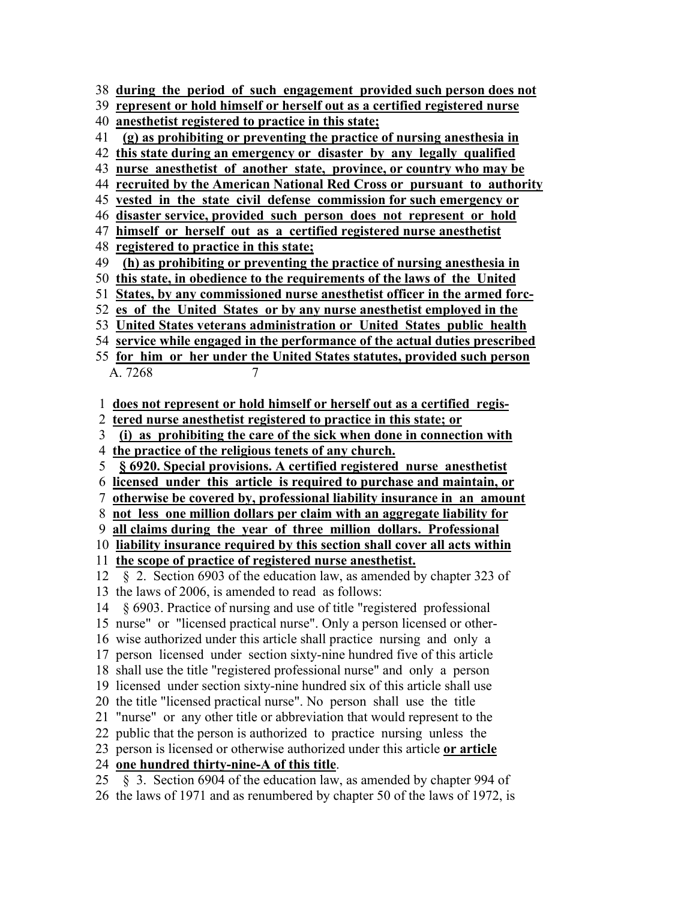**during the period of such engagement provided such person does not represent or hold himself or herself out as a certified registered nurse anesthetist registered to practice in this state;**

**(g) as prohibiting or preventing the practice of nursing anesthesia in this state during an emergency or disaster by any legally qualified nurse anesthetist of another state, province, or country who may be recruited by the American National Red Cross or pursuant to authority vested in the state civil defense commission for such emergency or disaster service, provided such person does not represent or hold himself or herself out as a certified registered nurse anesthetist registered to practice in this state;**

**(h) as prohibiting or preventing the practice of nursing anesthesia in this state, in obedience to the requirements of the laws of the United States, by any commissioned nurse anesthetist officer in the armed forces of the United States or by any nurse anesthetist employed in the United States veterans administration or United States public health service while engaged in the performance of the actual duties prescribed for him or her under the United States statutes, provided such person does not represent or hold himself or herself out as a certified registered nurse anesthetist registered to practice in this state; or**

**(i) as prohibiting the care of the sick when done in connection with the practice of the religious tenets of any church.**

**§ 6920. Special provisions. A certified registered nurse anesthetist licensed under this article is required to purchase and maintain, or otherwise be covered by, professional liability insurance in an amount not less one million dollars per claim with an aggregate liability for all claims during the year of three million dollars. Professional liability insurance required by this section shall cover all acts within the scope of practice of registered nurse anesthetist.**

§ 2. Section 6903 of the education law, as amended by chapter 323 of the laws of 2006, is amended to read as follows:

§ 6903. Practice of nursing and use of title "registered professional nurse" or "licensed practical nurse". Only a person licensed or otherwise authorized under this article shall practice nursing and only a person licensed under section sixty-nine hundred five of this article shall use the title "registered professional nurse" and only a person licensed under section sixty-nine hundred six of this article shall use the title "licensed practical nurse". No person shall use the title "nurse" or any other title or abbreviation that would represent to the public that the person is authorized to practice nursing unless the person is licensed or otherwise authorized under this article **or article one hundred thirty-nine-A of this title**.

§ 3. Section 6904 of the education law, as amended by chapter 994 of the laws of 1971 and as renumbered by chapter 50 of the laws of 1972, is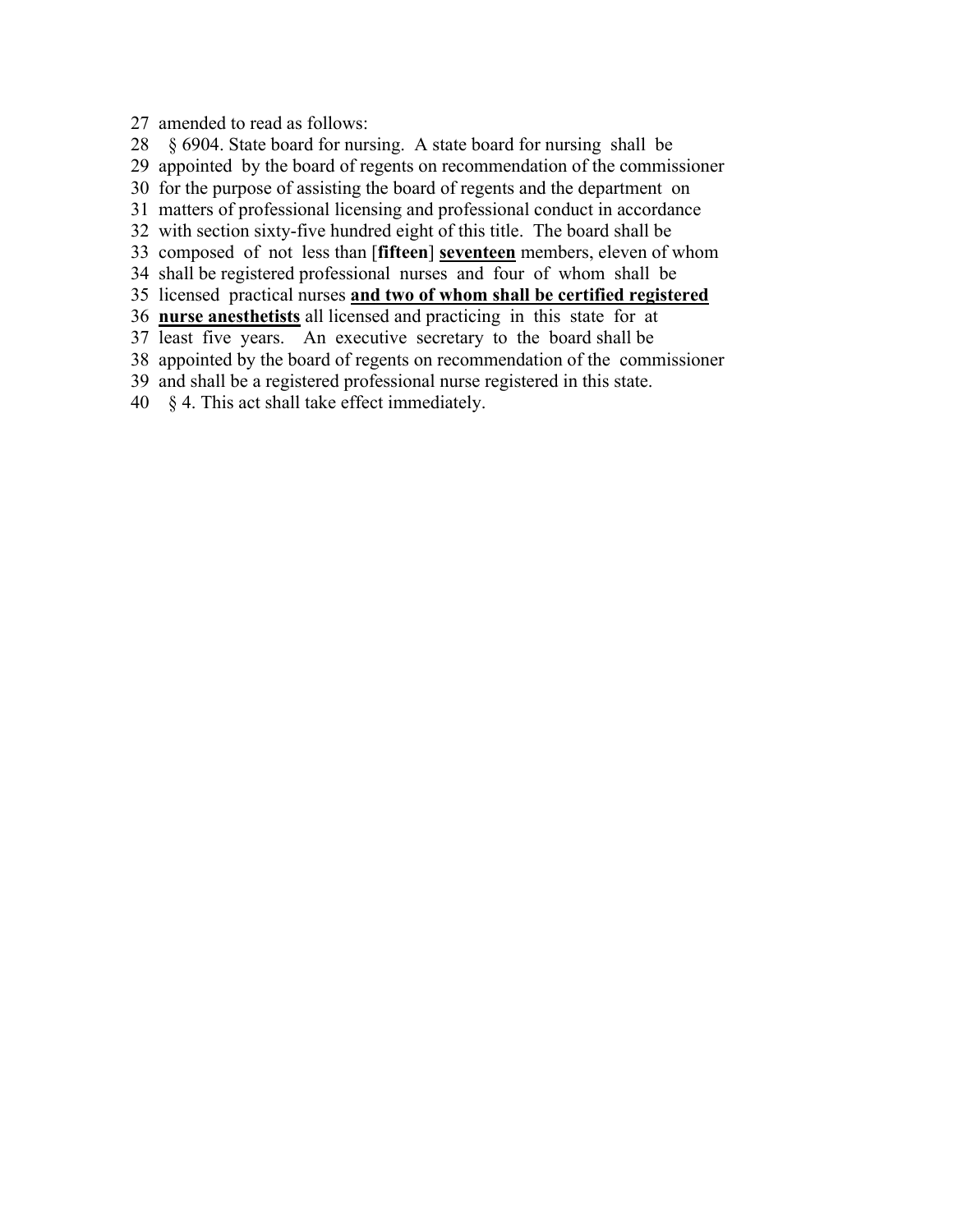27 amended to read as follows:
28 § 6904. State board for nursing. A state board for nursing shall be
29 appointed by the board of regents on recommendation of the commissioner
30 for the purpose of assisting the board of regents and the department on
31 matters of professional licensing and professional conduct in accordance
32 with section sixty-five hundred eight of this title. The board shall be
33 composed of not less than [**fifteen**] <u>**seventeen**</u> members, eleven of whom
34 shall be registered professional nurses and four of whom shall be
35 licensed practical nurses <u>**and two of whom shall be certified registered**</u>
36 <u>**nurse anesthetists**</u> all licensed and practicing in this state for at
37 least five years. An executive secretary to the board shall be
38 appointed by the board of regents on recommendation of the commissioner
39 and shall be a registered professional nurse registered in this state.
40 § 4. This act shall take effect immediately.